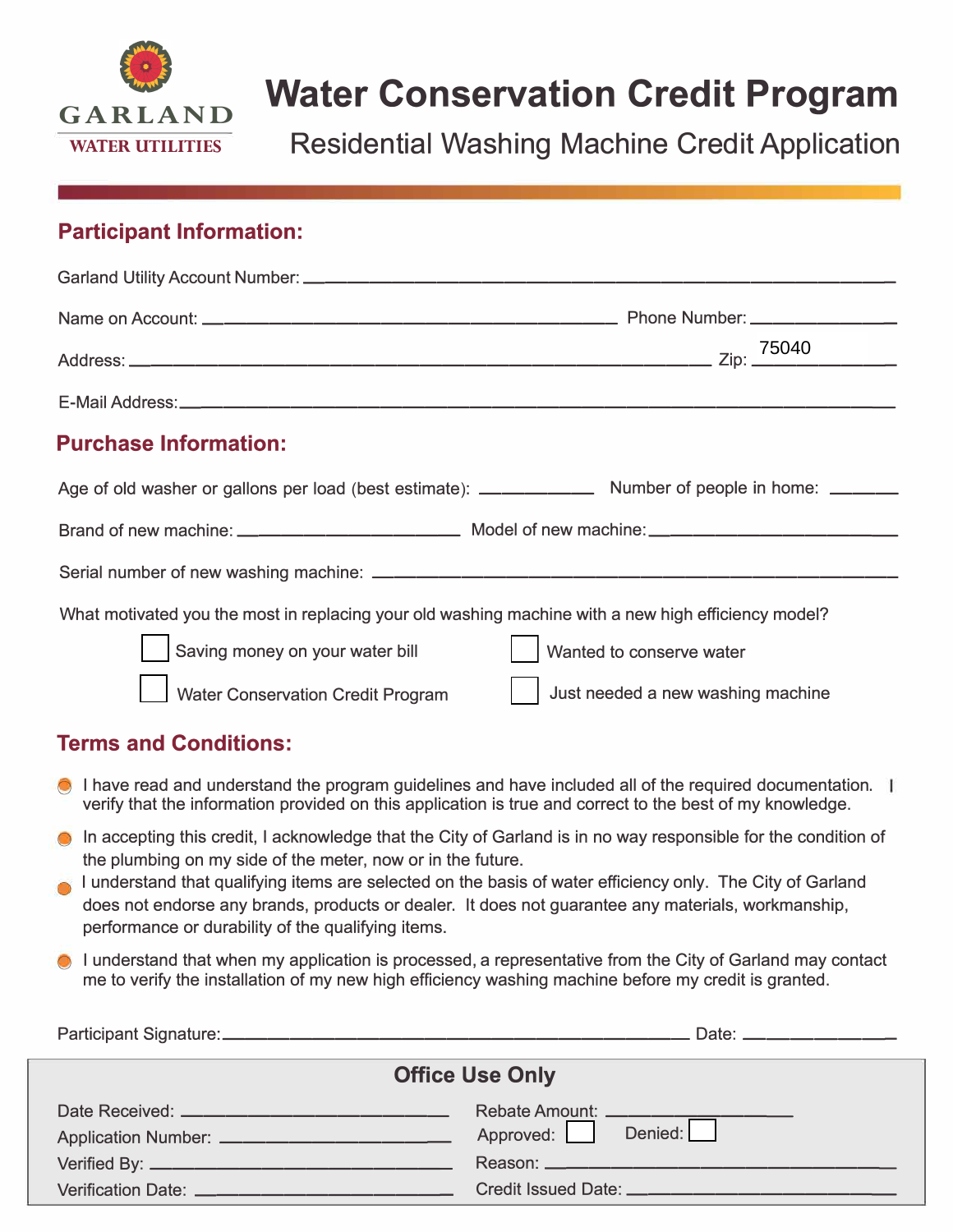GARLAND
WATER UTILITIES

# Water Conservation Credit Program

## Residential Washing Machine Credit Application

### Participant Information:

Garland Utility Account Number: ____________________

Name on Account: ____________________ Phone Number: ____________________

Address: ____________________ Zip: 75040

E-Mail Address: ____________________

### Purchase Information:

Age of old washer or gallons per load (best estimate): __________ Number of people in home: ______

Brand of new machine: ____________________ Model of new machine: ____________________

Serial number of new washing machine: ____________________

What motivated you the most in replacing your old washing machine with a new high efficiency model?

- ☐ Saving money on your water bill
- ☐ Wanted to conserve water
- ☐ Water Conservation Credit Program
- ☐ Just needed a new washing machine

### Terms and Conditions:

- I have read and understand the program guidelines and have included all of the required documentation. I verify that the information provided on this application is true and correct to the best of my knowledge.
- In accepting this credit, I acknowledge that the City of Garland is in no way responsible for the condition of the plumbing on my side of the meter, now or in the future.
- I understand that qualifying items are selected on the basis of water efficiency only. The City of Garland does not endorse any brands, products or dealer. It does not guarantee any materials, workmanship, performance or durability of the qualifying items.
- I understand that when my application is processed, a representative from the City of Garland may contact me to verify the installation of my new high efficiency washing machine before my credit is granted.

Participant Signature: ____________________ Date: ____________

### Office Use Only

Date Received: ____________________

Application Number: ____________________

Verified By: ____________________

Verification Date: ____________________

Rebate Amount: ____________________

Approved: ☐ Denied: ☐

Reason: ____________________

Credit Issued Date: ____________________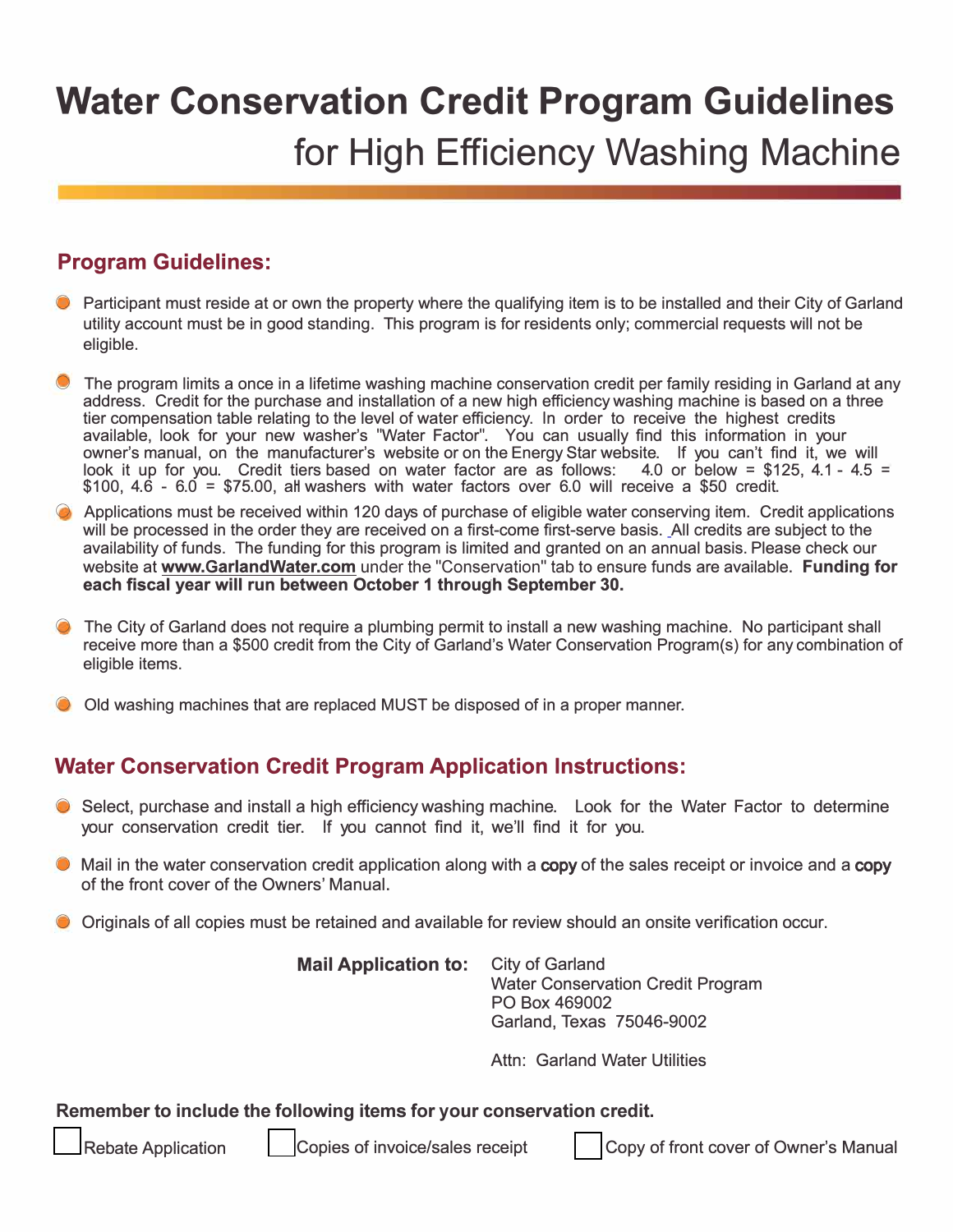# Water Conservation Credit Program Guidelines

## for High Efficiency Washing Machine

### Program Guidelines:

- Participant must reside at or own the property where the qualifying item is to be installed and their City of Garland utility account must be in good standing. This program is for residents only; commercial requests will not be eligible.
- The program limits a once in a lifetime washing machine conservation credit per family residing in Garland at any address. Credit for the purchase and installation of a new high efficiency washing machine is based on a three tier compensation table relating to the level of water efficiency. In order to receive the highest credits available, look for your new washer's "Water Factor". You can usually find this information in your owner's manual, on the manufacturer's website or on the Energy Star website. If you can't find it, we will look it up for you. Credit tiers based on water factor are as follows: 4.0 or below = $125, 4.1 - 4.5 = $100, 4.6 - 6.0 = $75.00, all washers with water factors over 6.0 will receive a $50 credit.
- Applications must be received within 120 days of purchase of eligible water conserving item. Credit applications will be processed in the order they are received on a first-come first-serve basis. All credits are subject to the availability of funds. The funding for this program is limited and granted on an annual basis. Please check our website at **www.GarlandWater.com** under the "Conservation" tab to ensure funds are available. **Funding for each fiscal year will run between October 1 through September 30.**
- The City of Garland does not require a plumbing permit to install a new washing machine. No participant shall receive more than a $500 credit from the City of Garland's Water Conservation Program(s) for any combination of eligible items.
- Old washing machines that are replaced MUST be disposed of in a proper manner.

### Water Conservation Credit Program Application Instructions:

- Select, purchase and install a high efficiency washing machine. Look for the Water Factor to determine your conservation credit tier. If you cannot find it, we'll find it for you.
- Mail in the water conservation credit application along with a **copy** of the sales receipt or invoice and a **copy** of the front cover of the Owners' Manual.
- Originals of all copies must be retained and available for review should an onsite verification occur.

**Mail Application to:**

City of Garland
Water Conservation Credit Program
PO Box 469002
Garland, Texas 75046-9002

Attn: Garland Water Utilities

**Remember to include the following items for your conservation credit.**

- [ ] Rebate Application
- [ ] Copies of invoice/sales receipt
- [ ] Copy of front cover of Owner's Manual